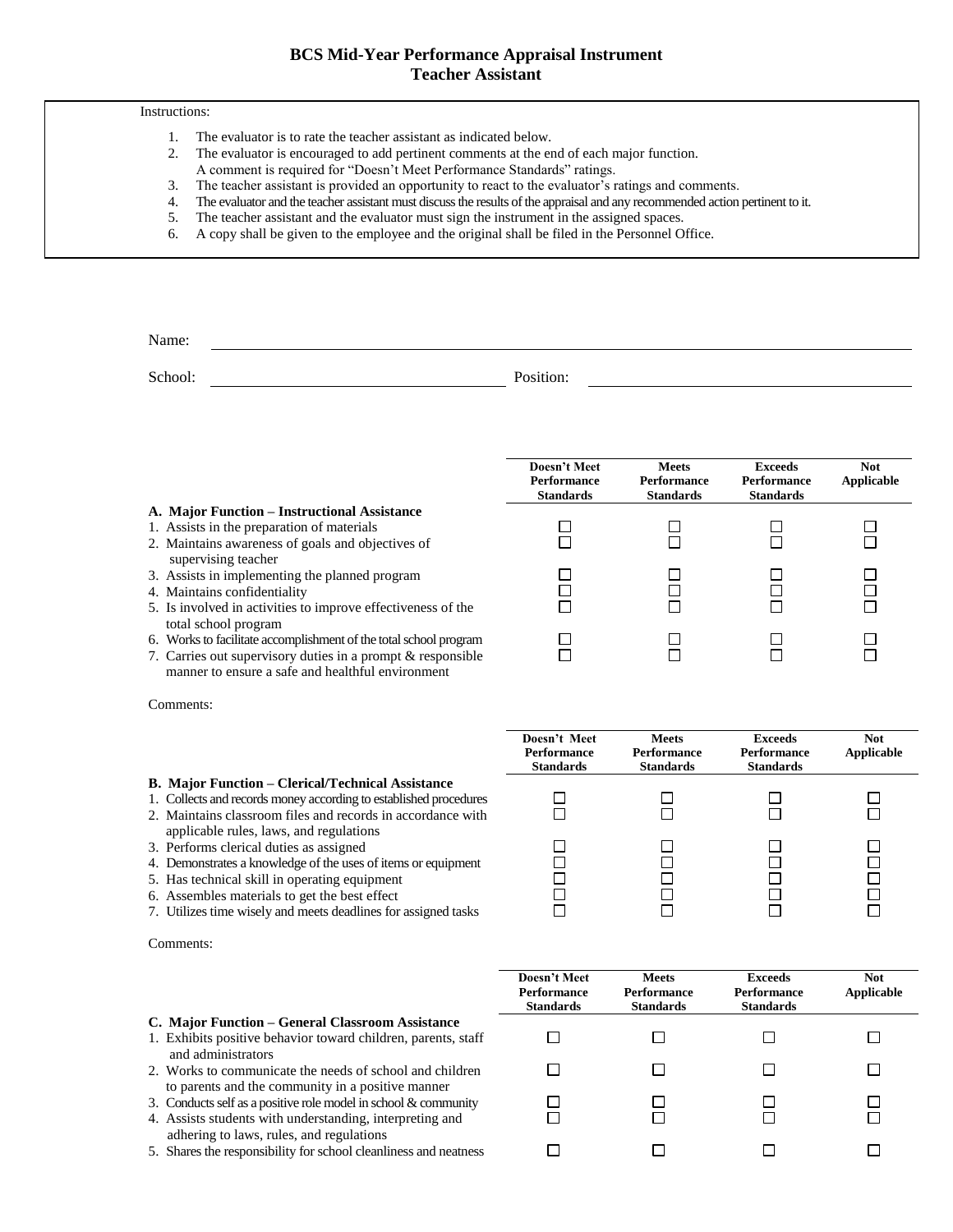# BCS Mid-Year Performance Appraisal Instrument
## Teacher Assistant

Instructions:

1. The evaluator is to rate the teacher assistant as indicated below.
2. The evaluator is encouraged to add pertinent comments at the end of each major function. A comment is required for "Doesn't Meet Performance Standards" ratings.
3. The teacher assistant is provided an opportunity to react to the evaluator's ratings and comments.
4. The evaluator and the teacher assistant must discuss the results of the appraisal and any recommended action pertinent to it.
5. The teacher assistant and the evaluator must sign the instrument in the assigned spaces.
6. A copy shall be given to the employee and the original shall be filed in the Personnel Office.

Name: ______________________________

School: ____________________ Position: ____________________

| **A. Major Function – Instructional Assistance** | **Doesn't Meet Performance Standards** | **Meets Performance Standards** | **Exceeds Performance Standards** | **Not Applicable** |
|---|---|---|---|---|
| 1. Assists in the preparation of materials | ☐ | ☐ | ☐ | ☐ |
| 2. Maintains awareness of goals and objectives of supervising teacher | ☐ | ☐ | ☐ | ☐ |
| 3. Assists in implementing the planned program | ☐ | ☐ | ☐ | ☐ |
| 4. Maintains confidentiality | ☐ | ☐ | ☐ | ☐ |
| 5. Is involved in activities to improve effectiveness of the total school program | ☐ | ☐ | ☐ | ☐ |
| 6. Works to facilitate accomplishment of the total school program | ☐ | ☐ | ☐ | ☐ |
| 7. Carries out supervisory duties in a prompt & responsible manner to ensure a safe and healthful environment | ☐ | ☐ | ☐ | ☐ |

Comments:

| **B. Major Function – Clerical/Technical Assistance** | **Doesn't Meet Performance Standards** | **Meets Performance Standards** | **Exceeds Performance Standards** | **Not Applicable** |
|---|---|---|---|---|
| 1. Collects and records money according to established procedures | ☐ | ☐ | ☐ | ☐ |
| 2. Maintains classroom files and records in accordance with applicable rules, laws, and regulations | ☐ | ☐ | ☐ | ☐ |
| 3. Performs clerical duties as assigned | ☐ | ☐ | ☐ | ☐ |
| 4. Demonstrates a knowledge of the uses of items or equipment | ☐ | ☐ | ☐ | ☐ |
| 5. Has technical skill in operating equipment | ☐ | ☐ | ☐ | ☐ |
| 6. Assembles materials to get the best effect | ☐ | ☐ | ☐ | ☐ |
| 7. Utilizes time wisely and meets deadlines for assigned tasks | ☐ | ☐ | ☐ | ☐ |

Comments:

| **C. Major Function – General Classroom Assistance** | **Doesn't Meet Performance Standards** | **Meets Performance Standards** | **Exceeds Performance Standards** | **Not Applicable** |
|---|---|---|---|---|
| 1. Exhibits positive behavior toward children, parents, staff and administrators | ☐ | ☐ | ☐ | ☐ |
| 2. Works to communicate the needs of school and children to parents and the community in a positive manner | ☐ | ☐ | ☐ | ☐ |
| 3. Conducts self as a positive role model in school & community | ☐ | ☐ | ☐ | ☐ |
| 4. Assists students with understanding, interpreting and adhering to laws, rules, and regulations | ☐ | ☐ | ☐ | ☐ |
| 5. Shares the responsibility for school cleanliness and neatness | ☐ | ☐ | ☐ | ☐ |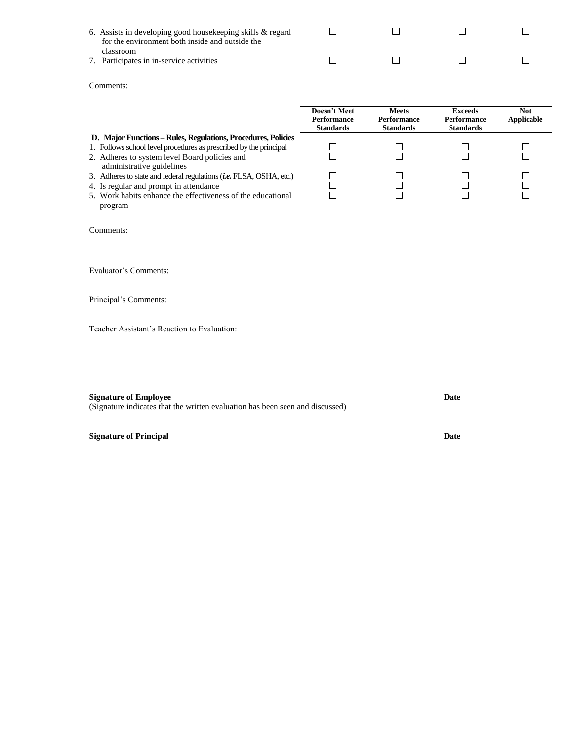| | | | | |
|---|---|---|---|---|
| 6. Assists in developing good housekeeping skills & regard for the environment both inside and outside the classroom | ☐ | ☐ | ☐ | ☐ |
| 7. Participates in in-service activities | ☐ | ☐ | ☐ | ☐ |

Comments:

| | Doesn't Meet Performance Standards | Meets Performance Standards | Exceeds Performance Standards | Not Applicable |
|---|---|---|---|---|
| **D. Major Functions – Rules, Regulations, Procedures, Policies** | | | | |
| 1. Follows school level procedures as prescribed by the principal | ☐ | ☐ | ☐ | ☐ |
| 2. Adheres to system level Board policies and administrative guidelines | ☐ | ☐ | ☐ | ☐ |
| 3. Adheres to state and federal regulations (***i.e.*** FLSA, OSHA, etc.) | ☐ | ☐ | ☐ | ☐ |
| 4. Is regular and prompt in attendance | ☐ | ☐ | ☐ | ☐ |
| 5. Work habits enhance the effectiveness of the educational program | ☐ | ☐ | ☐ | ☐ |

Comments:

Evaluator's Comments:

Principal's Comments:

Teacher Assistant's Reaction to Evaluation:

**Signature of Employee** **Date**
(Signature indicates that the written evaluation has been seen and discussed)

**Signature of Principal** **Date**